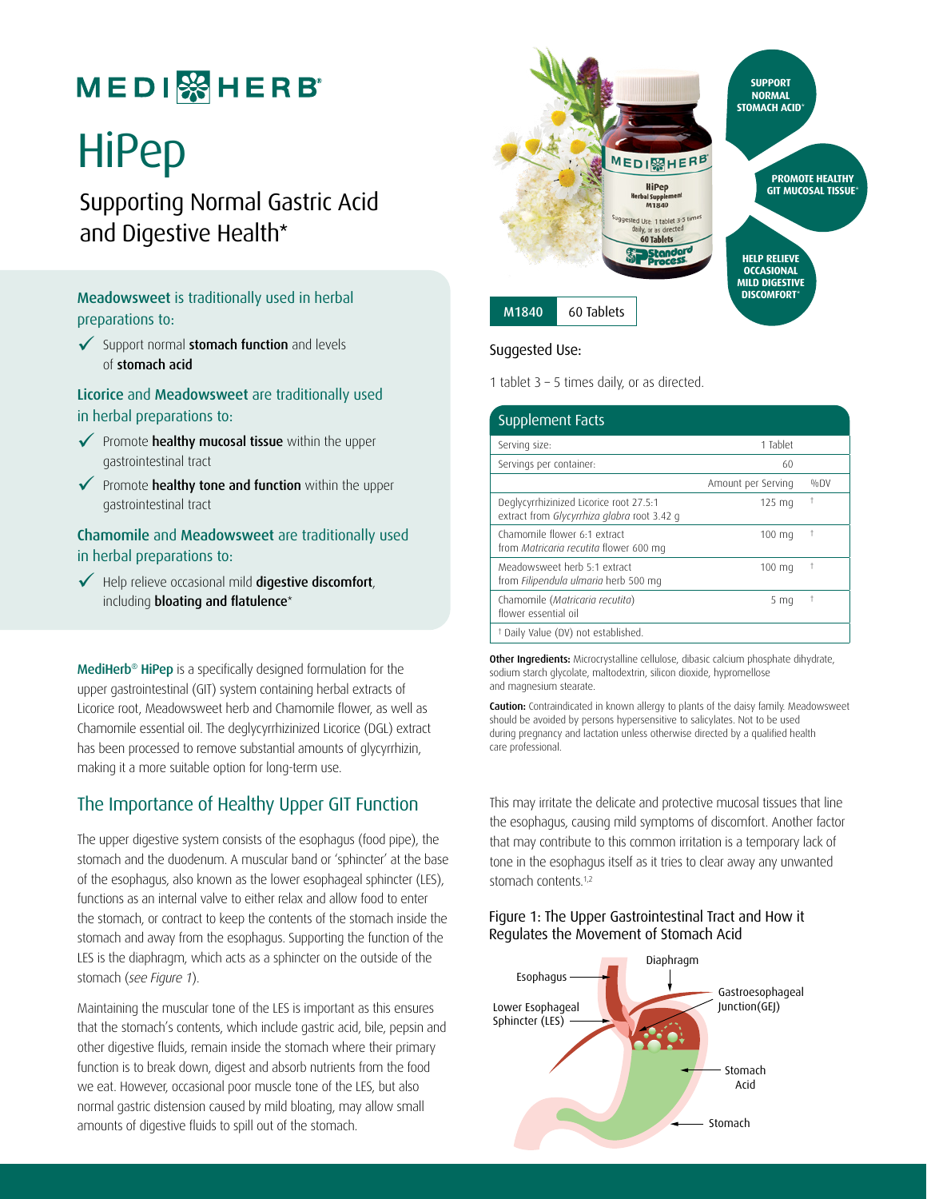# MEDIHERB®

# HiPep

## Supporting Normal Gastric Acid and Digestive Health*

**Meadowsweet** is traditionally used in herbal preparations to:

- ✓ Support normal **stomach function** and levels of **stomach acid**

**Licorice** and **Meadowsweet** are traditionally used in herbal preparations to:

- ✓ Promote **healthy mucosal tissue** within the upper gastrointestinal tract
- ✓ Promote **healthy tone and function** within the upper gastrointestinal tract

**Chamomile** and **Meadowsweet** are traditionally used in herbal preparations to:

- ✓ Help relieve occasional mild **digestive discomfort**, including **bloating and flatulence***

**MediHerb® HiPep** is a specifically designed formulation for the upper gastrointestinal (GIT) system containing herbal extracts of Licorice root, Meadowsweet herb and Chamomile flower, as well as Chamomile essential oil. The deglycyrrhizinized Licorice (DGL) extract has been processed to remove substantial amounts of glycyrrhizin, making it a more suitable option for long-term use.

**SUPPORT NORMAL STOMACH ACID***

**PROMOTE HEALTHY GIT MUCOSAL TISSUE***

**HELP RELIEVE OCCASIONAL MILD DIGESTIVE DISCOMFORT***

M1840 | 60 Tablets

Suggested Use:

1 tablet 3 – 5 times daily, or as directed.

| Supplement Facts | | |
|---|---|---|
| Serving size: | 1 Tablet | |
| Servings per container: | 60 | |
| | Amount per Serving | %DV |
| Deglycyrrhizinized Licorice root 27.5:1 extract from *Glycyrrhiza glabra* root 3.42 g | 125 mg | † |
| Chamomile flower 6:1 extract from *Matricaria recutita* flower 600 mg | 100 mg | † |
| Meadowsweet herb 5:1 extract from *Filipendula ulmaria* herb 500 mg | 100 mg | † |
| Chamomile (*Matricaria recutita*) flower essential oil | 5 mg | † |
| † Daily Value (DV) not established. | | |

**Other Ingredients:** Microcrystalline cellulose, dibasic calcium phosphate dihydrate, sodium starch glycolate, maltodextrin, silicon dioxide, hypromellose and magnesium stearate.

**Caution:** Contraindicated in known allergy to plants of the daisy family. Meadowsweet should be avoided by persons hypersensitive to salicylates. Not to be used during pregnancy and lactation unless otherwise directed by a qualified health care professional.

## The Importance of Healthy Upper GIT Function

The upper digestive system consists of the esophagus (food pipe), the stomach and the duodenum. A muscular band or 'sphincter' at the base of the esophagus, also known as the lower esophageal sphincter (LES), functions as an internal valve to either relax and allow food to enter the stomach, or contract to keep the contents of the stomach inside the stomach and away from the esophagus. Supporting the function of the LES is the diaphragm, which acts as a sphincter on the outside of the stomach (*see Figure 1*).

Maintaining the muscular tone of the LES is important as this ensures that the stomach's contents, which include gastric acid, bile, pepsin and other digestive fluids, remain inside the stomach where their primary function is to break down, digest and absorb nutrients from the food we eat. However, occasional poor muscle tone of the LES, but also normal gastric distension caused by mild bloating, may allow small amounts of digestive fluids to spill out of the stomach. This may irritate the delicate and protective mucosal tissues that line the esophagus, causing mild symptoms of discomfort. Another factor that may contribute to this common irritation is a temporary lack of tone in the esophagus itself as it tries to clear away any unwanted stomach contents.[1,2]

Figure 1: The Upper Gastrointestinal Tract and How it Regulates the Movement of Stomach Acid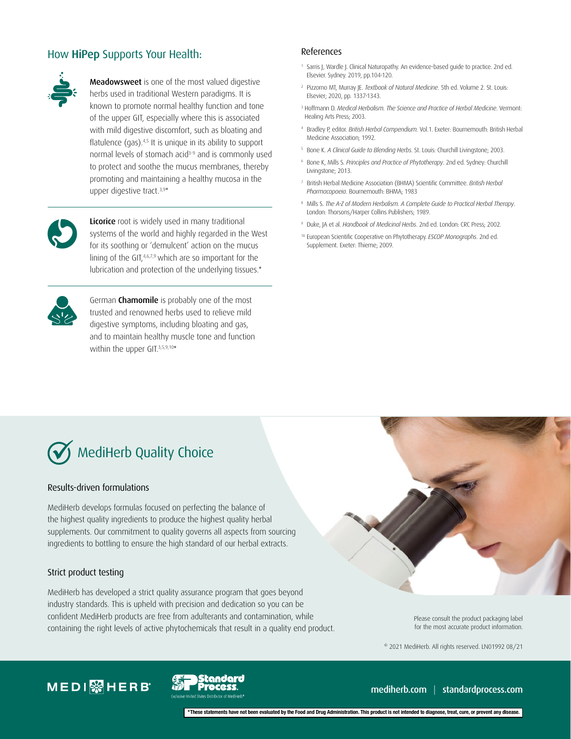## How **HiPep** Supports Your Health:

**Meadowsweet** is one of the most valued digestive herbs used in traditional Western paradigms. It is known to promote normal healthy function and tone of the upper GIT, especially where this is associated with mild digestive discomfort, such as bloating and flatulence (gas).[4,5] It is unique in its ability to support normal levels of stomach acid[3-9] and is commonly used to protect and soothe the mucus membranes, thereby promoting and maintaining a healthy mucosa in the upper digestive tract.[3,9]*

**Licorice** root is widely used in many traditional systems of the world and highly regarded in the West for its soothing or 'demulcent' action on the mucus lining of the GIT,[4,6,7,9] which are so important for the lubrication and protection of the underlying tissues.*

German **Chamomile** is probably one of the most trusted and renowned herbs used to relieve mild digestive symptoms, including bloating and gas, and to maintain healthy muscle tone and function within the upper GIT.[3,5,9,10]*

## References

1. Sarris J, Wardle J. Clinical Naturopathy. An evidence-based guide to practice. 2nd ed. Elsevier. Sydney. 2019, pp.104-120.
2. Pizzorno MT, Murray JE. *Textbook of Natural Medicine*. 5th ed. Volume 2. St. Louis: Elsevier; 2020, pp. 1337-1343.
3. Hoffmann D. *Medical Herbalism. The Science and Practice of Herbal Medicine*. Vermont: Healing Arts Press; 2003.
4. Bradley P, editor. *British Herbal Compendium*. Vol.1. Exeter: Bournemouth: British Herbal Medicine Association; 1992.
5. Bone K. *A Clinical Guide to Blending Herbs*. St. Louis: Churchill Livingstone; 2003.
6. Bone K, Mills S. *Principles and Practice of Phytotherapy*. 2nd ed. Sydney: Churchill Livingstone; 2013.
7. British Herbal Medicine Association (BHMA) Scientific Committee. *British Herbal Pharmacopoeia*. Bournemouth: BHMA; 1983
8. Mills S. *The A-Z of Modern Herbalism. A Complete Guide to Practical Herbal Therapy*. London: Thorsons/Harper Collins Publishers; 1989.
9. Duke, JA et al. *Handbook of Medicinal Herbs*. 2nd ed. London: CRC Press; 2002.
10. European Scientific Cooperative on Phytotherapy. *ESCOP Monographs*. 2nd ed. Supplement. Exeter: Thieme; 2009.

## MediHerb Quality Choice

### Results-driven formulations

MediHerb develops formulas focused on perfecting the balance of the highest quality ingredients to produce the highest quality herbal supplements. Our commitment to quality governs all aspects from sourcing ingredients to bottling to ensure the high standard of our herbal extracts.

### Strict product testing

MediHerb has developed a strict quality assurance program that goes beyond industry standards. This is upheld with precision and dedication so you can be confident MediHerb products are free from adulterants and contamination, while containing the right levels of active phytochemicals that result in a quality end product.

Please consult the product packaging label for the most accurate product information.

© 2021 MediHerb. All rights reserved. LN01992 08/21

MEDIHERB® | Standard Process. Exclusive United States Distributor of MediHerb®

mediherb.com | standardprocess.com

*These statements have not been evaluated by the Food and Drug Administration. This product is not intended to diagnose, treat, cure, or prevent any disease.